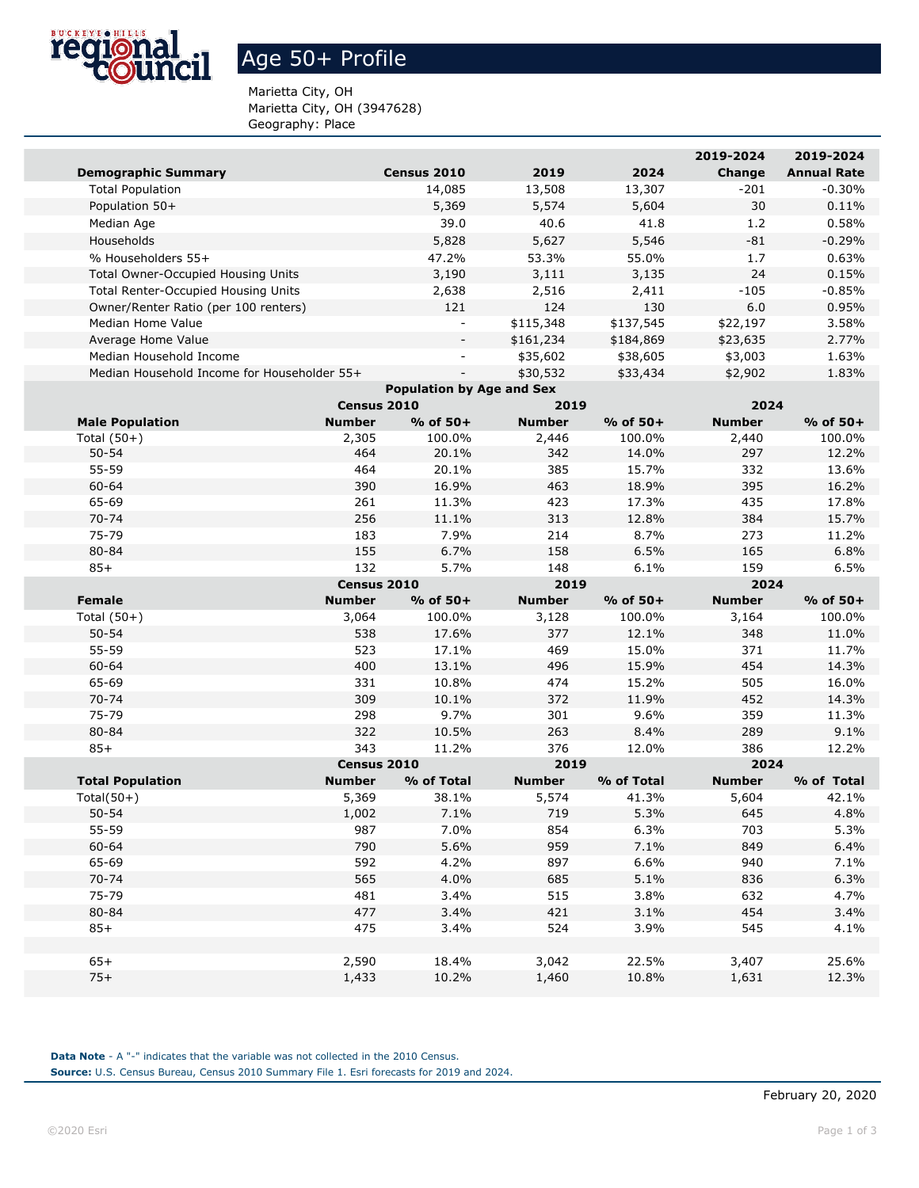# Age 50+ Profile

Marietta City, OH
Marietta City, OH (3947628)
Geography: Place

| Demographic Summary | Census 2010 | 2019 | 2024 | 2019-2024 Change | 2019-2024 Annual Rate |
|---|---|---|---|---|---|
| Total Population | 14,085 | 13,508 | 13,307 | -201 | -0.30% |
| Population 50+ | 5,369 | 5,574 | 5,604 | 30 | 0.11% |
| Median Age | 39.0 | 40.6 | 41.8 | 1.2 | 0.58% |
| Households | 5,828 | 5,627 | 5,546 | -81 | -0.29% |
| % Householders 55+ | 47.2% | 53.3% | 55.0% | 1.7 | 0.63% |
| Total Owner-Occupied Housing Units | 3,190 | 3,111 | 3,135 | 24 | 0.15% |
| Total Renter-Occupied Housing Units | 2,638 | 2,516 | 2,411 | -105 | -0.85% |
| Owner/Renter Ratio (per 100 renters) | 121 | 124 | 130 | 6.0 | 0.95% |
| Median Home Value | - | $115,348 | $137,545 | $22,197 | 3.58% |
| Average Home Value | - | $161,234 | $184,869 | $23,635 | 2.77% |
| Median Household Income | - | $35,602 | $38,605 | $3,003 | 1.63% |
| Median Household Income for Householder 55+ | - | $30,532 | $33,434 | $2,902 | 1.83% |

**Population by Age and Sex**

| | Census 2010 | | 2019 | | 2024 | |
|---|---|---|---|---|---|---|
| **Male Population** | **Number** | **% of 50+** | **Number** | **% of 50+** | **Number** | **% of 50+** |
| Total (50+) | 2,305 | 100.0% | 2,446 | 100.0% | 2,440 | 100.0% |
| 50-54 | 464 | 20.1% | 342 | 14.0% | 297 | 12.2% |
| 55-59 | 464 | 20.1% | 385 | 15.7% | 332 | 13.6% |
| 60-64 | 390 | 16.9% | 463 | 18.9% | 395 | 16.2% |
| 65-69 | 261 | 11.3% | 423 | 17.3% | 435 | 17.8% |
| 70-74 | 256 | 11.1% | 313 | 12.8% | 384 | 15.7% |
| 75-79 | 183 | 7.9% | 214 | 8.7% | 273 | 11.2% |
| 80-84 | 155 | 6.7% | 158 | 6.5% | 165 | 6.8% |
| 85+ | 132 | 5.7% | 148 | 6.1% | 159 | 6.5% |

| | Census 2010 | | 2019 | | 2024 | |
|---|---|---|---|---|---|---|
| **Female** | **Number** | **% of 50+** | **Number** | **% of 50+** | **Number** | **% of 50+** |
| Total (50+) | 3,064 | 100.0% | 3,128 | 100.0% | 3,164 | 100.0% |
| 50-54 | 538 | 17.6% | 377 | 12.1% | 348 | 11.0% |
| 55-59 | 523 | 17.1% | 469 | 15.0% | 371 | 11.7% |
| 60-64 | 400 | 13.1% | 496 | 15.9% | 454 | 14.3% |
| 65-69 | 331 | 10.8% | 474 | 15.2% | 505 | 16.0% |
| 70-74 | 309 | 10.1% | 372 | 11.9% | 452 | 14.3% |
| 75-79 | 298 | 9.7% | 301 | 9.6% | 359 | 11.3% |
| 80-84 | 322 | 10.5% | 263 | 8.4% | 289 | 9.1% |
| 85+ | 343 | 11.2% | 376 | 12.0% | 386 | 12.2% |

| | Census 2010 | | 2019 | | 2024 | |
|---|---|---|---|---|---|---|
| **Total Population** | **Number** | **% of Total** | **Number** | **% of Total** | **Number** | **% of Total** |
| Total(50+) | 5,369 | 38.1% | 5,574 | 41.3% | 5,604 | 42.1% |
| 50-54 | 1,002 | 7.1% | 719 | 5.3% | 645 | 4.8% |
| 55-59 | 987 | 7.0% | 854 | 6.3% | 703 | 5.3% |
| 60-64 | 790 | 5.6% | 959 | 7.1% | 849 | 6.4% |
| 65-69 | 592 | 4.2% | 897 | 6.6% | 940 | 7.1% |
| 70-74 | 565 | 4.0% | 685 | 5.1% | 836 | 6.3% |
| 75-79 | 481 | 3.4% | 515 | 3.8% | 632 | 4.7% |
| 80-84 | 477 | 3.4% | 421 | 3.1% | 454 | 3.4% |
| 85+ | 475 | 3.4% | 524 | 3.9% | 545 | 4.1% |
| | | | | | | |
| 65+ | 2,590 | 18.4% | 3,042 | 22.5% | 3,407 | 25.6% |
| 75+ | 1,433 | 10.2% | 1,460 | 10.8% | 1,631 | 12.3% |

**Data Note** - A "-" indicates that the variable was not collected in the 2010 Census.
**Source:** U.S. Census Bureau, Census 2010 Summary File 1. Esri forecasts for 2019 and 2024.

February 20, 2020

©2020 Esri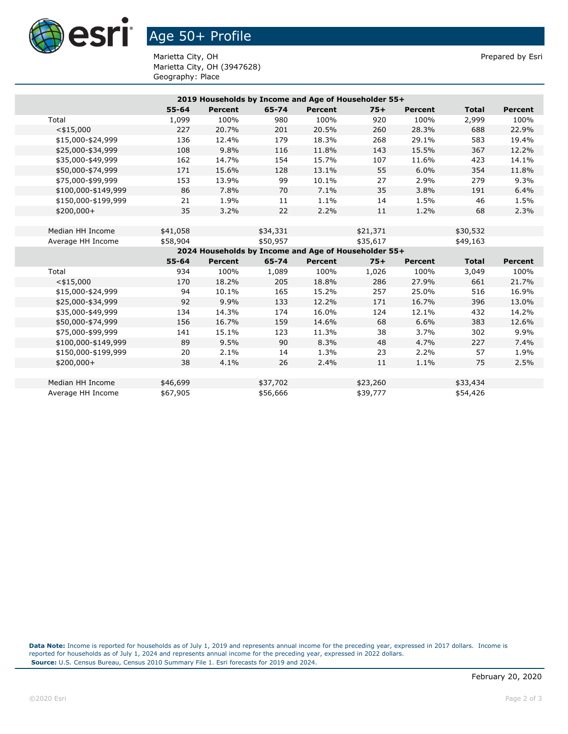# Age 50+ Profile

Marietta City, OH
Marietta City, OH (3947628)
Geography: Place

Prepared by Esri

| 2019 Households by Income and Age of Householder 55+ | | | | | | | | |
|---|---|---|---|---|---|---|---|---|
| | 55-64 | Percent | 65-74 | Percent | 75+ | Percent | Total | Percent |
| Total | 1,099 | 100% | 980 | 100% | 920 | 100% | 2,999 | 100% |
| <$15,000 | 227 | 20.7% | 201 | 20.5% | 260 | 28.3% | 688 | 22.9% |
| $15,000-$24,999 | 136 | 12.4% | 179 | 18.3% | 268 | 29.1% | 583 | 19.4% |
| $25,000-$34,999 | 108 | 9.8% | 116 | 11.8% | 143 | 15.5% | 367 | 12.2% |
| $35,000-$49,999 | 162 | 14.7% | 154 | 15.7% | 107 | 11.6% | 423 | 14.1% |
| $50,000-$74,999 | 171 | 15.6% | 128 | 13.1% | 55 | 6.0% | 354 | 11.8% |
| $75,000-$99,999 | 153 | 13.9% | 99 | 10.1% | 27 | 2.9% | 279 | 9.3% |
| $100,000-$149,999 | 86 | 7.8% | 70 | 7.1% | 35 | 3.8% | 191 | 6.4% |
| $150,000-$199,999 | 21 | 1.9% | 11 | 1.1% | 14 | 1.5% | 46 | 1.5% |
| $200,000+ | 35 | 3.2% | 22 | 2.2% | 11 | 1.2% | 68 | 2.3% |
| | | | | | | | | |
| Median HH Income | $41,058 | | $34,331 | | $21,371 | | $30,532 | |
| Average HH Income | $58,904 | | $50,957 | | $35,617 | | $49,163 | |

| 2024 Households by Income and Age of Householder 55+ | | | | | | | | |
|---|---|---|---|---|---|---|---|---|
| | 55-64 | Percent | 65-74 | Percent | 75+ | Percent | Total | Percent |
| Total | 934 | 100% | 1,089 | 100% | 1,026 | 100% | 3,049 | 100% |
| <$15,000 | 170 | 18.2% | 205 | 18.8% | 286 | 27.9% | 661 | 21.7% |
| $15,000-$24,999 | 94 | 10.1% | 165 | 15.2% | 257 | 25.0% | 516 | 16.9% |
| $25,000-$34,999 | 92 | 9.9% | 133 | 12.2% | 171 | 16.7% | 396 | 13.0% |
| $35,000-$49,999 | 134 | 14.3% | 174 | 16.0% | 124 | 12.1% | 432 | 14.2% |
| $50,000-$74,999 | 156 | 16.7% | 159 | 14.6% | 68 | 6.6% | 383 | 12.6% |
| $75,000-$99,999 | 141 | 15.1% | 123 | 11.3% | 38 | 3.7% | 302 | 9.9% |
| $100,000-$149,999 | 89 | 9.5% | 90 | 8.3% | 48 | 4.7% | 227 | 7.4% |
| $150,000-$199,999 | 20 | 2.1% | 14 | 1.3% | 23 | 2.2% | 57 | 1.9% |
| $200,000+ | 38 | 4.1% | 26 | 2.4% | 11 | 1.1% | 75 | 2.5% |
| | | | | | | | | |
| Median HH Income | $46,699 | | $37,702 | | $23,260 | | $33,434 | |
| Average HH Income | $67,905 | | $56,666 | | $39,777 | | $54,426 | |

**Data Note:** Income is reported for households as of July 1, 2019 and represents annual income for the preceding year, expressed in 2017 dollars. Income is reported for households as of July 1, 2024 and represents annual income for the preceding year, expressed in 2022 dollars.
**Source:** U.S. Census Bureau, Census 2010 Summary File 1. Esri forecasts for 2019 and 2024.

February 20, 2020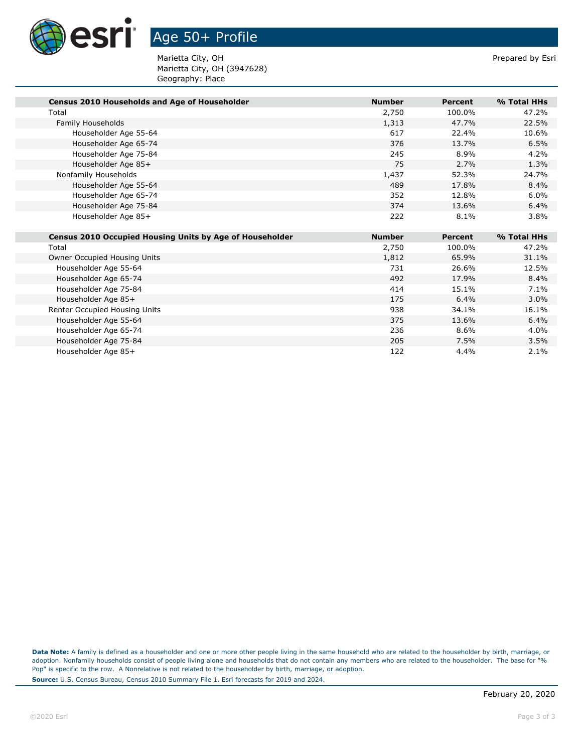# Age 50+ Profile

Marietta City, OH
Marietta City, OH (3947628)
Geography: Place

Prepared by Esri

| Census 2010 Households and Age of Householder | Number | Percent | % Total HHs |
|---|---|---|---|
| Total | 2,750 | 100.0% | 47.2% |
| Family Households | 1,313 | 47.7% | 22.5% |
| Householder Age 55-64 | 617 | 22.4% | 10.6% |
| Householder Age 65-74 | 376 | 13.7% | 6.5% |
| Householder Age 75-84 | 245 | 8.9% | 4.2% |
| Householder Age 85+ | 75 | 2.7% | 1.3% |
| Nonfamily Households | 1,437 | 52.3% | 24.7% |
| Householder Age 55-64 | 489 | 17.8% | 8.4% |
| Householder Age 65-74 | 352 | 12.8% | 6.0% |
| Householder Age 75-84 | 374 | 13.6% | 6.4% |
| Householder Age 85+ | 222 | 8.1% | 3.8% |

| Census 2010 Occupied Housing Units by Age of Householder | Number | Percent | % Total HHs |
|---|---|---|---|
| Total | 2,750 | 100.0% | 47.2% |
| Owner Occupied Housing Units | 1,812 | 65.9% | 31.1% |
| Householder Age 55-64 | 731 | 26.6% | 12.5% |
| Householder Age 65-74 | 492 | 17.9% | 8.4% |
| Householder Age 75-84 | 414 | 15.1% | 7.1% |
| Householder Age 85+ | 175 | 6.4% | 3.0% |
| Renter Occupied Housing Units | 938 | 34.1% | 16.1% |
| Householder Age 55-64 | 375 | 13.6% | 6.4% |
| Householder Age 65-74 | 236 | 8.6% | 4.0% |
| Householder Age 75-84 | 205 | 7.5% | 3.5% |
| Householder Age 85+ | 122 | 4.4% | 2.1% |

**Data Note:** A family is defined as a householder and one or more other people living in the same household who are related to the householder by birth, marriage, or adoption. Nonfamily households consist of people living alone and households that do not contain any members who are related to the householder. The base for "% Pop" is specific to the row. A Nonrelative is not related to the householder by birth, marriage, or adoption.

**Source:** U.S. Census Bureau, Census 2010 Summary File 1. Esri forecasts for 2019 and 2024.

February 20, 2020

©2020 Esri